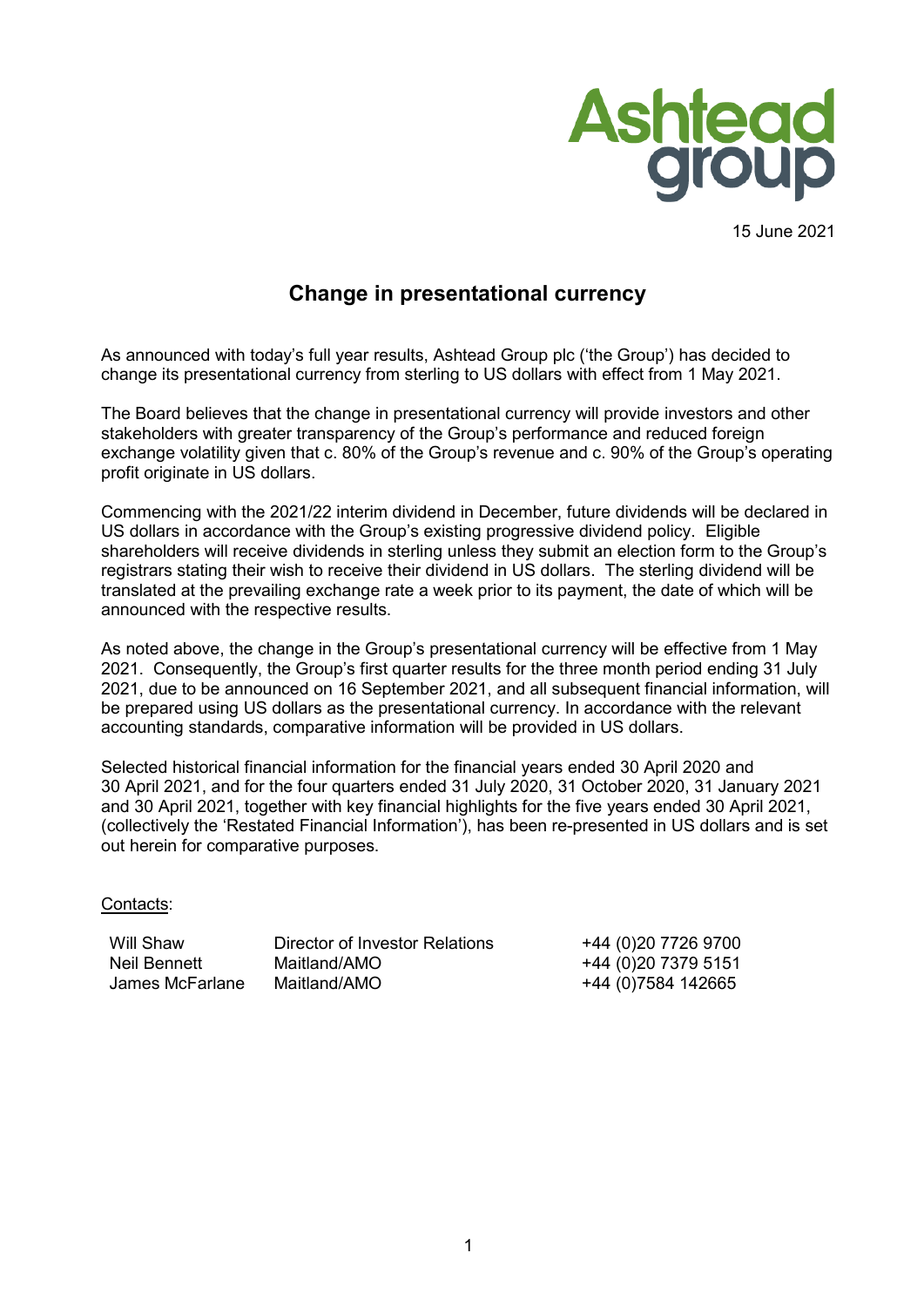Ashtead group

15 June 2021

# Change in presentational currency

As announced with today's full year results, Ashtead Group plc ('the Group') has decided to change its presentational currency from sterling to US dollars with effect from 1 May 2021.

The Board believes that the change in presentational currency will provide investors and other stakeholders with greater transparency of the Group's performance and reduced foreign exchange volatility given that c. 80% of the Group's revenue and c. 90% of the Group's operating profit originate in US dollars.

Commencing with the 2021/22 interim dividend in December, future dividends will be declared in US dollars in accordance with the Group's existing progressive dividend policy. Eligible shareholders will receive dividends in sterling unless they submit an election form to the Group's registrars stating their wish to receive their dividend in US dollars. The sterling dividend will be translated at the prevailing exchange rate a week prior to its payment, the date of which will be announced with the respective results.

As noted above, the change in the Group's presentational currency will be effective from 1 May 2021. Consequently, the Group's first quarter results for the three month period ending 31 July 2021, due to be announced on 16 September 2021, and all subsequent financial information, will be prepared using US dollars as the presentational currency. In accordance with the relevant accounting standards, comparative information will be provided in US dollars.

Selected historical financial information for the financial years ended 30 April 2020 and 30 April 2021, and for the four quarters ended 31 July 2020, 31 October 2020, 31 January 2021 and 30 April 2021, together with key financial highlights for the five years ended 30 April 2021, (collectively the 'Restated Financial Information'), has been re-presented in US dollars and is set out herein for comparative purposes.

Contacts:

| | | |
|---|---|---|
| Will Shaw | Director of Investor Relations | +44 (0)20 7726 9700 |
| Neil Bennett | Maitland/AMO | +44 (0)20 7379 5151 |
| James McFarlane | Maitland/AMO | +44 (0)7584 142665 |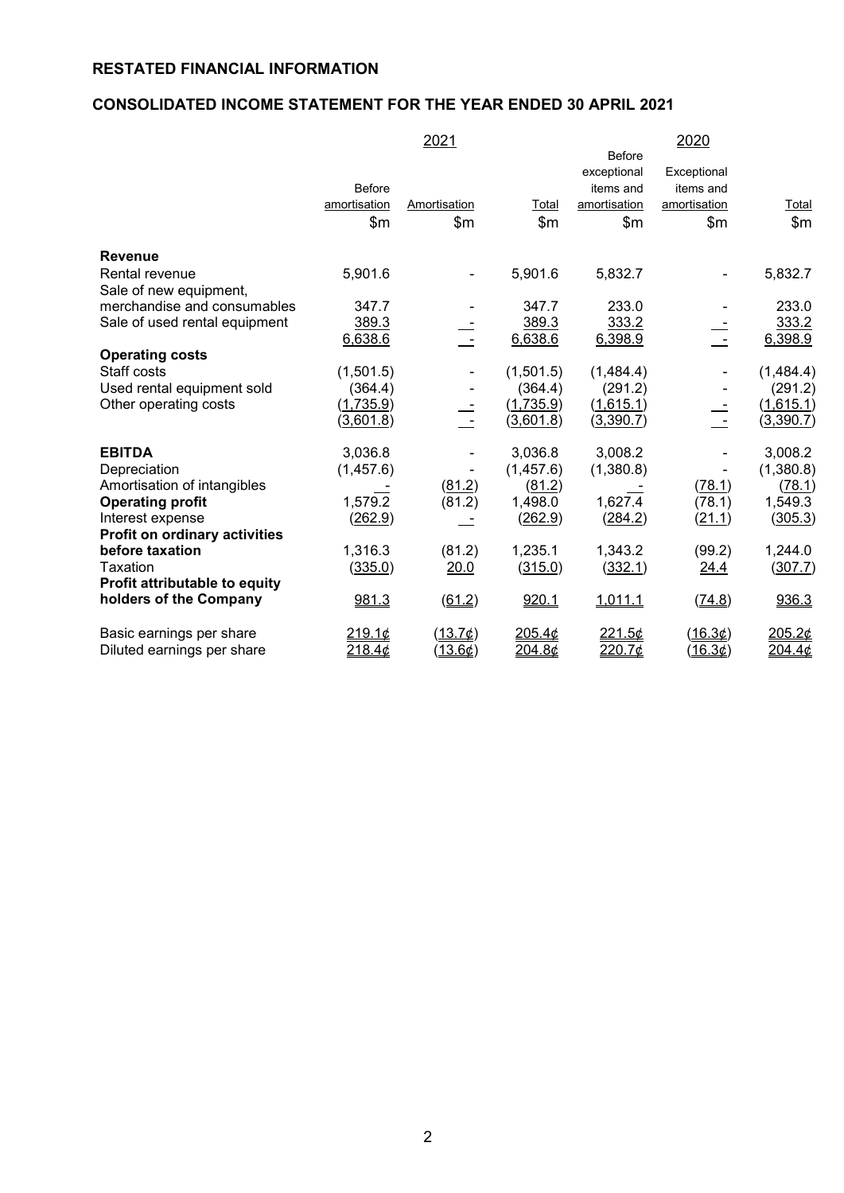## RESTATED FINANCIAL INFORMATION

## CONSOLIDATED INCOME STATEMENT FOR THE YEAR ENDED 30 APRIL 2021

| | 2021 | | | 2020 | | |
|---|---|---|---|---|---|---|
| | Before amortisation | Amortisation | Total | Before exceptional items and amortisation | Exceptional items and amortisation | Total |
| | $m | $m | $m | $m | $m | $m |
| **Revenue** | | | | | | |
| Rental revenue | 5,901.6 | - | 5,901.6 | 5,832.7 | - | 5,832.7 |
| Sale of new equipment, merchandise and consumables | 347.7 | - | 347.7 | 233.0 | - | 233.0 |
| Sale of used rental equipment | 389.3 | - | 389.3 | 333.2 | - | 333.2 |
| | 6,638.6 | - | 6,638.6 | 6,398.9 | - | 6,398.9 |
| **Operating costs** | | | | | | |
| Staff costs | (1,501.5) | - | (1,501.5) | (1,484.4) | - | (1,484.4) |
| Used rental equipment sold | (364.4) | - | (364.4) | (291.2) | - | (291.2) |
| Other operating costs | (1,735.9) | - | (1,735.9) | (1,615.1) | - | (1,615.1) |
| | (3,601.8) | - | (3,601.8) | (3,390.7) | - | (3,390.7) |
| **EBITDA** | 3,036.8 | - | 3,036.8 | 3,008.2 | - | 3,008.2 |
| Depreciation | (1,457.6) | - | (1,457.6) | (1,380.8) | - | (1,380.8) |
| Amortisation of intangibles | - | (81.2) | (81.2) | - | (78.1) | (78.1) |
| **Operating profit** | 1,579.2 | (81.2) | 1,498.0 | 1,627.4 | (78.1) | 1,549.3 |
| Interest expense | (262.9) | - | (262.9) | (284.2) | (21.1) | (305.3) |
| **Profit on ordinary activities before taxation** | 1,316.3 | (81.2) | 1,235.1 | 1,343.2 | (99.2) | 1,244.0 |
| Taxation | (335.0) | 20.0 | (315.0) | (332.1) | 24.4 | (307.7) |
| **Profit attributable to equity holders of the Company** | 981.3 | (61.2) | 920.1 | 1,011.1 | (74.8) | 936.3 |
| Basic earnings per share | 219.1¢ | (13.7¢) | 205.4¢ | 221.5¢ | (16.3¢) | 205.2¢ |
| Diluted earnings per share | 218.4¢ | (13.6¢) | 204.8¢ | 220.7¢ | (16.3¢) | 204.4¢ |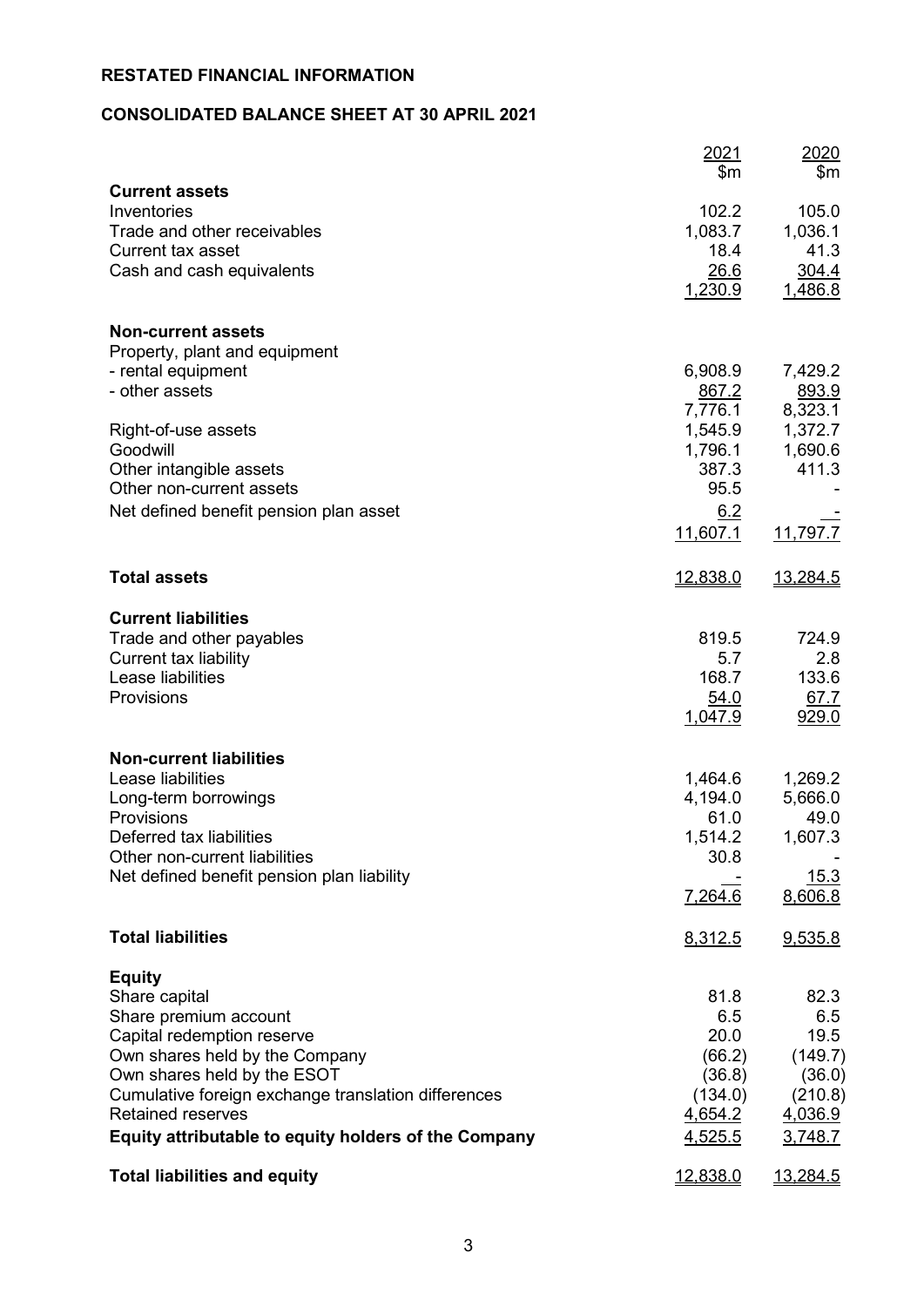**RESTATED FINANCIAL INFORMATION**

**CONSOLIDATED BALANCE SHEET AT 30 APRIL 2021**

| | 2021<br>$m | 2020<br>$m |
|---|---|---|
| **Current assets** | | |
| Inventories | 102.2 | 105.0 |
| Trade and other receivables | 1,083.7 | 1,036.1 |
| Current tax asset | 18.4 | 41.3 |
| Cash and cash equivalents | 26.6 | 304.4 |
| | 1,230.9 | 1,486.8 |
| **Non-current assets** | | |
| Property, plant and equipment | | |
| - rental equipment | 6,908.9 | 7,429.2 |
| - other assets | 867.2 | 893.9 |
| | 7,776.1 | 8,323.1 |
| Right-of-use assets | 1,545.9 | 1,372.7 |
| Goodwill | 1,796.1 | 1,690.6 |
| Other intangible assets | 387.3 | 411.3 |
| Other non-current assets | 95.5 | - |
| Net defined benefit pension plan asset | 6.2 | - |
| | 11,607.1 | 11,797.7 |
| **Total assets** | 12,838.0 | 13,284.5 |
| **Current liabilities** | | |
| Trade and other payables | 819.5 | 724.9 |
| Current tax liability | 5.7 | 2.8 |
| Lease liabilities | 168.7 | 133.6 |
| Provisions | 54.0 | 67.7 |
| | 1,047.9 | 929.0 |
| **Non-current liabilities** | | |
| Lease liabilities | 1,464.6 | 1,269.2 |
| Long-term borrowings | 4,194.0 | 5,666.0 |
| Provisions | 61.0 | 49.0 |
| Deferred tax liabilities | 1,514.2 | 1,607.3 |
| Other non-current liabilities | 30.8 | - |
| Net defined benefit pension plan liability | - | 15.3 |
| | 7,264.6 | 8,606.8 |
| **Total liabilities** | 8,312.5 | 9,535.8 |
| **Equity** | | |
| Share capital | 81.8 | 82.3 |
| Share premium account | 6.5 | 6.5 |
| Capital redemption reserve | 20.0 | 19.5 |
| Own shares held by the Company | (66.2) | (149.7) |
| Own shares held by the ESOT | (36.8) | (36.0) |
| Cumulative foreign exchange translation differences | (134.0) | (210.8) |
| Retained reserves | 4,654.2 | 4,036.9 |
| **Equity attributable to equity holders of the Company** | 4,525.5 | 3,748.7 |
| **Total liabilities and equity** | 12,838.0 | 13,284.5 |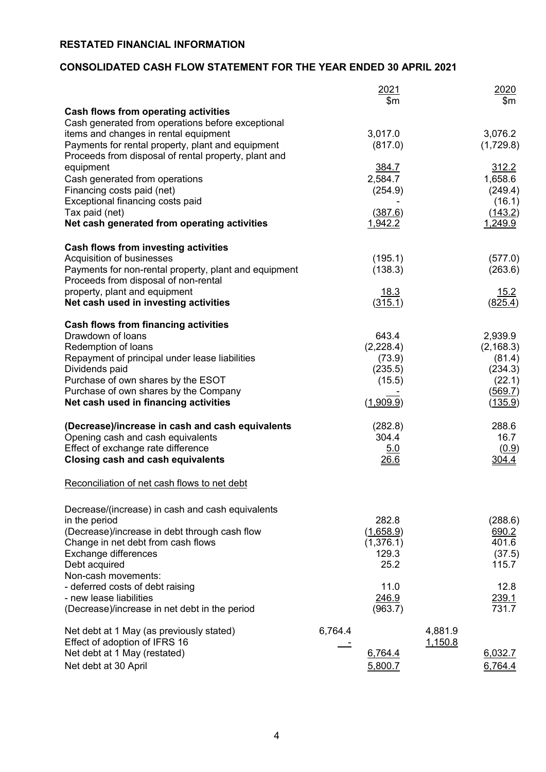**RESTATED FINANCIAL INFORMATION**

**CONSOLIDATED CASH FLOW STATEMENT FOR THE YEAR ENDED 30 APRIL 2021**

| | | 2021<br>$m | | 2020<br>$m |
|---|---|---|---|---|
| **Cash flows from operating activities** | | | | |
| Cash generated from operations before exceptional items and changes in rental equipment | | 3,017.0 | | 3,076.2 |
| Payments for rental property, plant and equipment | | (817.0) | | (1,729.8) |
| Proceeds from disposal of rental property, plant and equipment | | 384.7 | | 312.2 |
| Cash generated from operations | | 2,584.7 | | 1,658.6 |
| Financing costs paid (net) | | (254.9) | | (249.4) |
| Exceptional financing costs paid | | - | | (16.1) |
| Tax paid (net) | | (387.6) | | (143.2) |
| **Net cash generated from operating activities** | | 1,942.2 | | 1,249.9 |
| | | | | |
| **Cash flows from investing activities** | | | | |
| Acquisition of businesses | | (195.1) | | (577.0) |
| Payments for non-rental property, plant and equipment | | (138.3) | | (263.6) |
| Proceeds from disposal of non-rental property, plant and equipment | | 18.3 | | 15.2 |
| **Net cash used in investing activities** | | (315.1) | | (825.4) |
| | | | | |
| **Cash flows from financing activities** | | | | |
| Drawdown of loans | | 643.4 | | 2,939.9 |
| Redemption of loans | | (2,228.4) | | (2,168.3) |
| Repayment of principal under lease liabilities | | (73.9) | | (81.4) |
| Dividends paid | | (235.5) | | (234.3) |
| Purchase of own shares by the ESOT | | (15.5) | | (22.1) |
| Purchase of own shares by the Company | | - | | (569.7) |
| **Net cash used in financing activities** | | (1,909.9) | | (135.9) |
| | | | | |
| **(Decrease)/increase in cash and cash equivalents** | | (282.8) | | 288.6 |
| Opening cash and cash equivalents | | 304.4 | | 16.7 |
| Effect of exchange rate difference | | 5.0 | | (0.9) |
| **Closing cash and cash equivalents** | | 26.6 | | 304.4 |
| | | | | |
| Reconciliation of net cash flows to net debt | | | | |
| | | | | |
| Decrease/(increase) in cash and cash equivalents in the period | | 282.8 | | (288.6) |
| (Decrease)/increase in debt through cash flow | | (1,658.9) | | 690.2 |
| Change in net debt from cash flows | | (1,376.1) | | 401.6 |
| Exchange differences | | 129.3 | | (37.5) |
| Debt acquired | | 25.2 | | 115.7 |
| Non-cash movements: | | | | |
| - deferred costs of debt raising | | 11.0 | | 12.8 |
| - new lease liabilities | | 246.9 | | 239.1 |
| (Decrease)/increase in net debt in the period | | (963.7) | | 731.7 |
| | | | | |
| Net debt at 1 May (as previously stated) | 6,764.4 | | 4,881.9 | |
| Effect of adoption of IFRS 16 | - | | 1,150.8 | |
| Net debt at 1 May (restated) | | 6,764.4 | | 6,032.7 |
| Net debt at 30 April | | 5,800.7 | | 6,764.4 |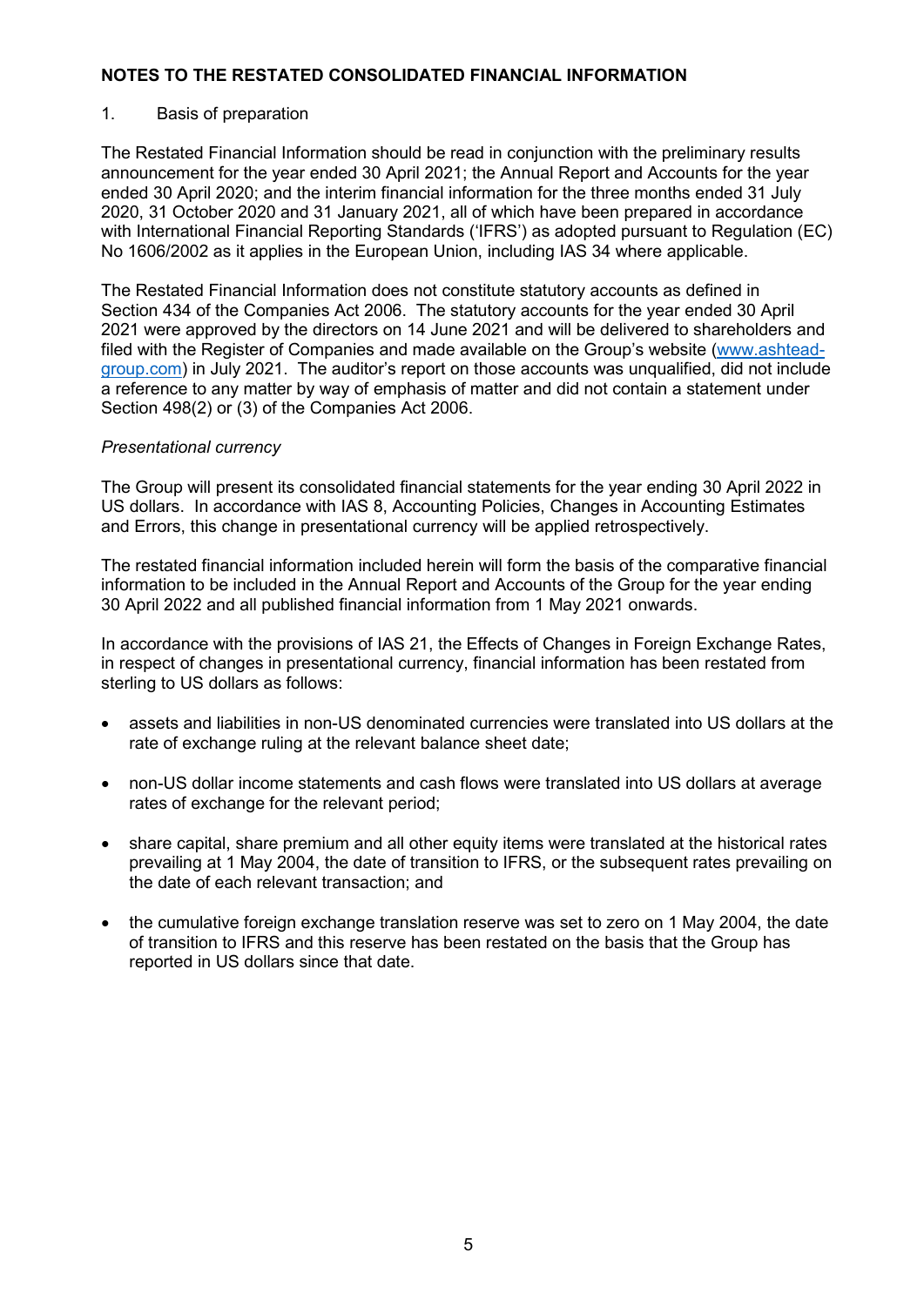## NOTES TO THE RESTATED CONSOLIDATED FINANCIAL INFORMATION

1. Basis of preparation

The Restated Financial Information should be read in conjunction with the preliminary results announcement for the year ended 30 April 2021; the Annual Report and Accounts for the year ended 30 April 2020; and the interim financial information for the three months ended 31 July 2020, 31 October 2020 and 31 January 2021, all of which have been prepared in accordance with International Financial Reporting Standards ('IFRS') as adopted pursuant to Regulation (EC) No 1606/2002 as it applies in the European Union, including IAS 34 where applicable.

The Restated Financial Information does not constitute statutory accounts as defined in Section 434 of the Companies Act 2006. The statutory accounts for the year ended 30 April 2021 were approved by the directors on 14 June 2021 and will be delivered to shareholders and filed with the Register of Companies and made available on the Group's website (www.ashtead-group.com) in July 2021. The auditor's report on those accounts was unqualified, did not include a reference to any matter by way of emphasis of matter and did not contain a statement under Section 498(2) or (3) of the Companies Act 2006.

*Presentational currency*

The Group will present its consolidated financial statements for the year ending 30 April 2022 in US dollars. In accordance with IAS 8, Accounting Policies, Changes in Accounting Estimates and Errors, this change in presentational currency will be applied retrospectively.

The restated financial information included herein will form the basis of the comparative financial information to be included in the Annual Report and Accounts of the Group for the year ending 30 April 2022 and all published financial information from 1 May 2021 onwards.

In accordance with the provisions of IAS 21, the Effects of Changes in Foreign Exchange Rates, in respect of changes in presentational currency, financial information has been restated from sterling to US dollars as follows:

- assets and liabilities in non-US denominated currencies were translated into US dollars at the rate of exchange ruling at the relevant balance sheet date;
- non-US dollar income statements and cash flows were translated into US dollars at average rates of exchange for the relevant period;
- share capital, share premium and all other equity items were translated at the historical rates prevailing at 1 May 2004, the date of transition to IFRS, or the subsequent rates prevailing on the date of each relevant transaction; and
- the cumulative foreign exchange translation reserve was set to zero on 1 May 2004, the date of transition to IFRS and this reserve has been restated on the basis that the Group has reported in US dollars since that date.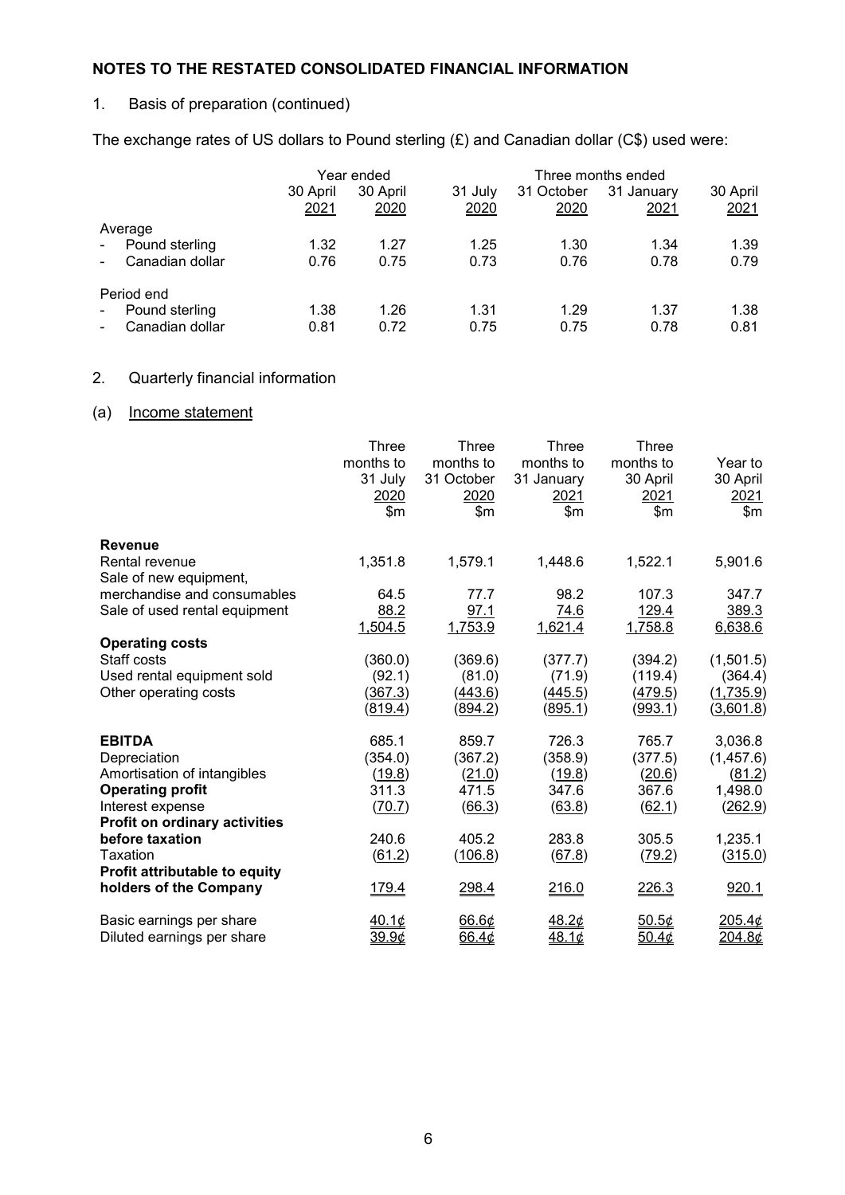## NOTES TO THE RESTATED CONSOLIDATED FINANCIAL INFORMATION

1. Basis of preparation (continued)

The exchange rates of US dollars to Pound sterling (£) and Canadian dollar (C$) used were:

| | Year ended | | Three months ended | | | |
|---|---|---|---|---|---|---|
| | 30 April 2021 | 30 April 2020 | 31 July 2020 | 31 October 2020 | 31 January 2021 | 30 April 2021 |
| Average | | | | | | |
| - Pound sterling | 1.32 | 1.27 | 1.25 | 1.30 | 1.34 | 1.39 |
| - Canadian dollar | 0.76 | 0.75 | 0.73 | 0.76 | 0.78 | 0.79 |
| Period end | | | | | | |
| - Pound sterling | 1.38 | 1.26 | 1.31 | 1.29 | 1.37 | 1.38 |
| - Canadian dollar | 0.81 | 0.72 | 0.75 | 0.75 | 0.78 | 0.81 |

2. Quarterly financial information

(a) Income statement

| | Three months to 31 July 2020 $m | Three months to 31 October 2020 $m | Three months to 31 January 2021 $m | Three months to 30 April 2021 $m | Year to 30 April 2021 $m |
|---|---|---|---|---|---|
| **Revenue** | | | | | |
| Rental revenue | 1,351.8 | 1,579.1 | 1,448.6 | 1,522.1 | 5,901.6 |
| Sale of new equipment, merchandise and consumables | 64.5 | 77.7 | 98.2 | 107.3 | 347.7 |
| Sale of used rental equipment | 88.2 | 97.1 | 74.6 | 129.4 | 389.3 |
| | 1,504.5 | 1,753.9 | 1,621.4 | 1,758.8 | 6,638.6 |
| **Operating costs** | | | | | |
| Staff costs | (360.0) | (369.6) | (377.7) | (394.2) | (1,501.5) |
| Used rental equipment sold | (92.1) | (81.0) | (71.9) | (119.4) | (364.4) |
| Other operating costs | (367.3) | (443.6) | (445.5) | (479.5) | (1,735.9) |
| | (819.4) | (894.2) | (895.1) | (993.1) | (3,601.8) |
| **EBITDA** | 685.1 | 859.7 | 726.3 | 765.7 | 3,036.8 |
| Depreciation | (354.0) | (367.2) | (358.9) | (377.5) | (1,457.6) |
| Amortisation of intangibles | (19.8) | (21.0) | (19.8) | (20.6) | (81.2) |
| **Operating profit** | 311.3 | 471.5 | 347.6 | 367.6 | 1,498.0 |
| Interest expense | (70.7) | (66.3) | (63.8) | (62.1) | (262.9) |
| **Profit on ordinary activities before taxation** | 240.6 | 405.2 | 283.8 | 305.5 | 1,235.1 |
| Taxation | (61.2) | (106.8) | (67.8) | (79.2) | (315.0) |
| **Profit attributable to equity holders of the Company** | 179.4 | 298.4 | 216.0 | 226.3 | 920.1 |
| Basic earnings per share | 40.1¢ | 66.6¢ | 48.2¢ | 50.5¢ | 205.4¢ |
| Diluted earnings per share | 39.9¢ | 66.4¢ | 48.1¢ | 50.4¢ | 204.8¢ |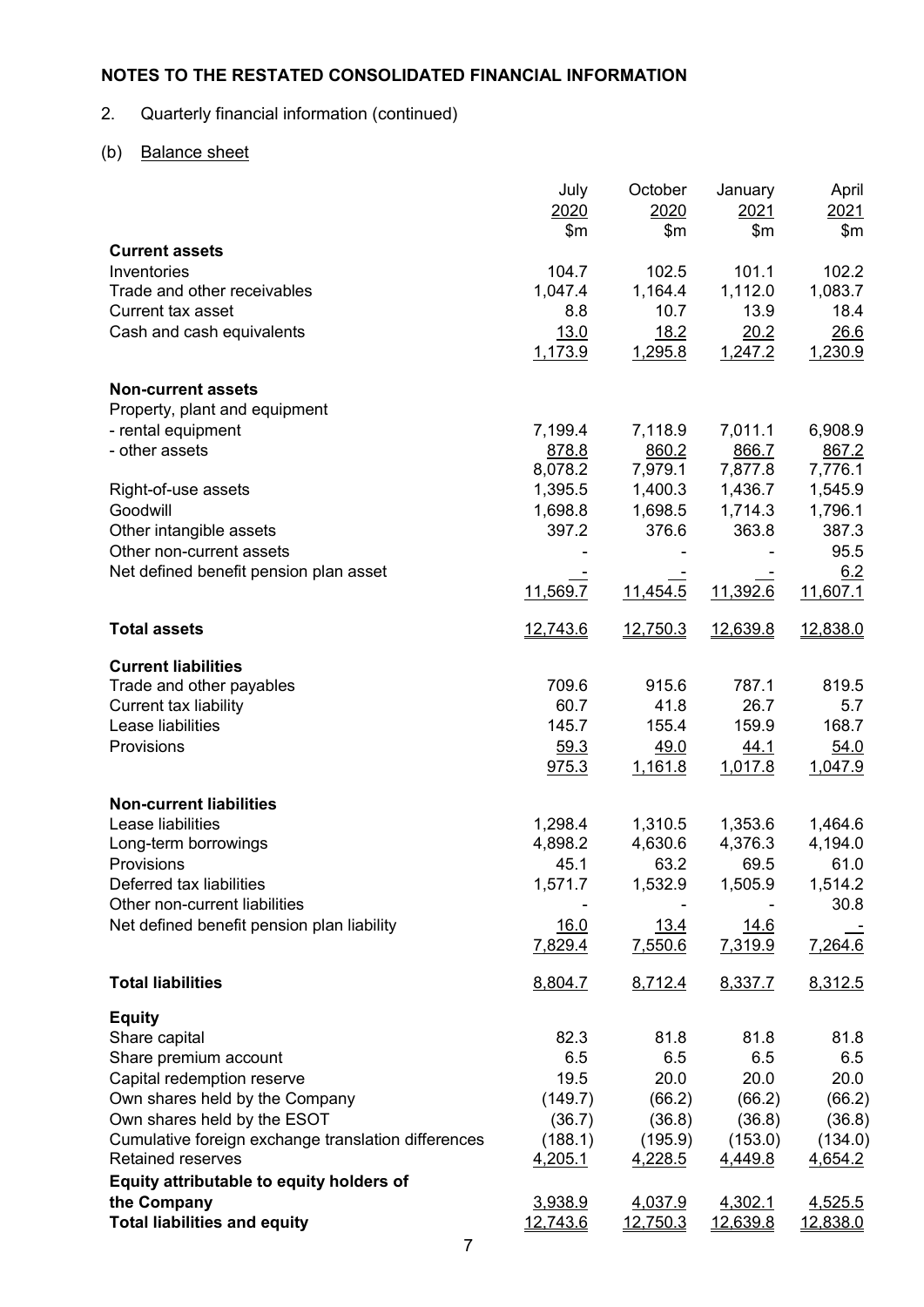## NOTES TO THE RESTATED CONSOLIDATED FINANCIAL INFORMATION

2. Quarterly financial information (continued)

(b) Balance sheet

| | July 2020 | October 2020 | January 2021 | April 2021 |
|---|---|---|---|---|
| | $m | $m | $m | $m |
| **Current assets** | | | | |
| Inventories | 104.7 | 102.5 | 101.1 | 102.2 |
| Trade and other receivables | 1,047.4 | 1,164.4 | 1,112.0 | 1,083.7 |
| Current tax asset | 8.8 | 10.7 | 13.9 | 18.4 |
| Cash and cash equivalents | 13.0 | 18.2 | 20.2 | 26.6 |
| | 1,173.9 | 1,295.8 | 1,247.2 | 1,230.9 |
| **Non-current assets** | | | | |
| Property, plant and equipment | | | | |
| - rental equipment | 7,199.4 | 7,118.9 | 7,011.1 | 6,908.9 |
| - other assets | 878.8 | 860.2 | 866.7 | 867.2 |
| | 8,078.2 | 7,979.1 | 7,877.8 | 7,776.1 |
| Right-of-use assets | 1,395.5 | 1,400.3 | 1,436.7 | 1,545.9 |
| Goodwill | 1,698.8 | 1,698.5 | 1,714.3 | 1,796.1 |
| Other intangible assets | 397.2 | 376.6 | 363.8 | 387.3 |
| Other non-current assets | - | - | - | 95.5 |
| Net defined benefit pension plan asset | - | - | - | 6.2 |
| | 11,569.7 | 11,454.5 | 11,392.6 | 11,607.1 |
| **Total assets** | 12,743.6 | 12,750.3 | 12,639.8 | 12,838.0 |
| **Current liabilities** | | | | |
| Trade and other payables | 709.6 | 915.6 | 787.1 | 819.5 |
| Current tax liability | 60.7 | 41.8 | 26.7 | 5.7 |
| Lease liabilities | 145.7 | 155.4 | 159.9 | 168.7 |
| Provisions | 59.3 | 49.0 | 44.1 | 54.0 |
| | 975.3 | 1,161.8 | 1,017.8 | 1,047.9 |
| **Non-current liabilities** | | | | |
| Lease liabilities | 1,298.4 | 1,310.5 | 1,353.6 | 1,464.6 |
| Long-term borrowings | 4,898.2 | 4,630.6 | 4,376.3 | 4,194.0 |
| Provisions | 45.1 | 63.2 | 69.5 | 61.0 |
| Deferred tax liabilities | 1,571.7 | 1,532.9 | 1,505.9 | 1,514.2 |
| Other non-current liabilities | - | - | - | 30.8 |
| Net defined benefit pension plan liability | 16.0 | 13.4 | 14.6 | - |
| | 7,829.4 | 7,550.6 | 7,319.9 | 7,264.6 |
| **Total liabilities** | 8,804.7 | 8,712.4 | 8,337.7 | 8,312.5 |
| **Equity** | | | | |
| Share capital | 82.3 | 81.8 | 81.8 | 81.8 |
| Share premium account | 6.5 | 6.5 | 6.5 | 6.5 |
| Capital redemption reserve | 19.5 | 20.0 | 20.0 | 20.0 |
| Own shares held by the Company | (149.7) | (66.2) | (66.2) | (66.2) |
| Own shares held by the ESOT | (36.7) | (36.8) | (36.8) | (36.8) |
| Cumulative foreign exchange translation differences | (188.1) | (195.9) | (153.0) | (134.0) |
| Retained reserves | 4,205.1 | 4,228.5 | 4,449.8 | 4,654.2 |
| **Equity attributable to equity holders of the Company** | 3,938.9 | 4,037.9 | 4,302.1 | 4,525.5 |
| **Total liabilities and equity** | 12,743.6 | 12,750.3 | 12,639.8 | 12,838.0 |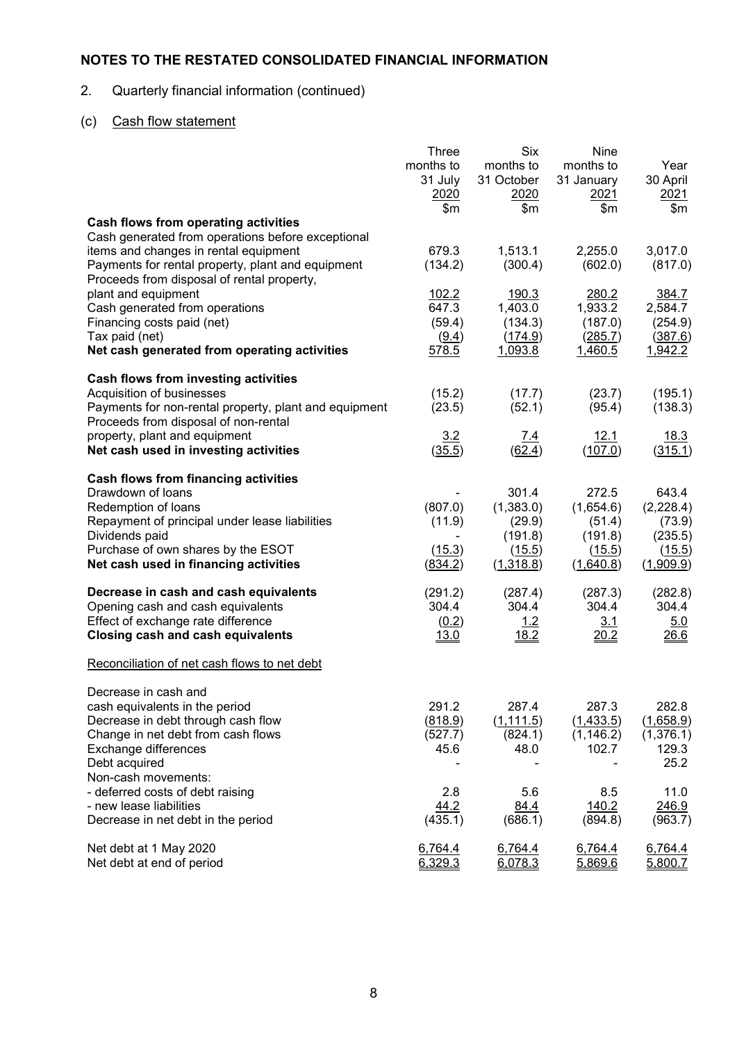## NOTES TO THE RESTATED CONSOLIDATED FINANCIAL INFORMATION

2. Quarterly financial information (continued)

(c) Cash flow statement

| | Three months to 31 July 2020 | Six months to 31 October 2020 | Nine months to 31 January 2021 | Year 30 April 2021 |
|---|---|---|---|---|
| | $m | $m | $m | $m |
| **Cash flows from operating activities** | | | | |
| Cash generated from operations before exceptional items and changes in rental equipment | 679.3 | 1,513.1 | 2,255.0 | 3,017.0 |
| Payments for rental property, plant and equipment | (134.2) | (300.4) | (602.0) | (817.0) |
| Proceeds from disposal of rental property, plant and equipment | 102.2 | 190.3 | 280.2 | 384.7 |
| Cash generated from operations | 647.3 | 1,403.0 | 1,933.2 | 2,584.7 |
| Financing costs paid (net) | (59.4) | (134.3) | (187.0) | (254.9) |
| Tax paid (net) | (9.4) | (174.9) | (285.7) | (387.6) |
| **Net cash generated from operating activities** | 578.5 | 1,093.8 | 1,460.5 | 1,942.2 |
| | | | | |
| **Cash flows from investing activities** | | | | |
| Acquisition of businesses | (15.2) | (17.7) | (23.7) | (195.1) |
| Payments for non-rental property, plant and equipment | (23.5) | (52.1) | (95.4) | (138.3) |
| Proceeds from disposal of non-rental property, plant and equipment | 3.2 | 7.4 | 12.1 | 18.3 |
| **Net cash used in investing activities** | (35.5) | (62.4) | (107.0) | (315.1) |
| | | | | |
| **Cash flows from financing activities** | | | | |
| Drawdown of loans | - | 301.4 | 272.5 | 643.4 |
| Redemption of loans | (807.0) | (1,383.0) | (1,654.6) | (2,228.4) |
| Repayment of principal under lease liabilities | (11.9) | (29.9) | (51.4) | (73.9) |
| Dividends paid | - | (191.8) | (191.8) | (235.5) |
| Purchase of own shares by the ESOT | (15.3) | (15.5) | (15.5) | (15.5) |
| **Net cash used in financing activities** | (834.2) | (1,318.8) | (1,640.8) | (1,909.9) |
| | | | | |
| **Decrease in cash and cash equivalents** | (291.2) | (287.4) | (287.3) | (282.8) |
| Opening cash and cash equivalents | 304.4 | 304.4 | 304.4 | 304.4 |
| Effect of exchange rate difference | (0.2) | 1.2 | 3.1 | 5.0 |
| **Closing cash and cash equivalents** | 13.0 | 18.2 | 20.2 | 26.6 |
| | | | | |
| Reconciliation of net cash flows to net debt | | | | |
| | | | | |
| Decrease in cash and cash equivalents in the period | 291.2 | 287.4 | 287.3 | 282.8 |
| Decrease in debt through cash flow | (818.9) | (1,111.5) | (1,433.5) | (1,658.9) |
| Change in net debt from cash flows | (527.7) | (824.1) | (1,146.2) | (1,376.1) |
| Exchange differences | 45.6 | 48.0 | 102.7 | 129.3 |
| Debt acquired | - | - | - | 25.2 |
| Non-cash movements: | | | | |
| - deferred costs of debt raising | 2.8 | 5.6 | 8.5 | 11.0 |
| - new lease liabilities | 44.2 | 84.4 | 140.2 | 246.9 |
| Decrease in net debt in the period | (435.1) | (686.1) | (894.8) | (963.7) |
| | | | | |
| Net debt at 1 May 2020 | 6,764.4 | 6,764.4 | 6,764.4 | 6,764.4 |
| Net debt at end of period | 6,329.3 | 6,078.3 | 5,869.6 | 5,800.7 |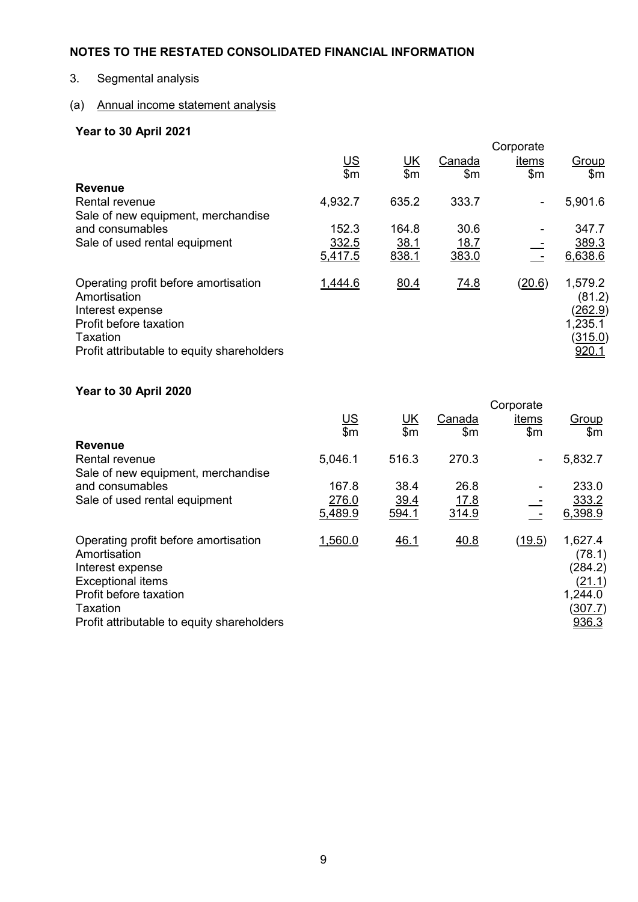## NOTES TO THE RESTATED CONSOLIDATED FINANCIAL INFORMATION

3. Segmental analysis

(a) Annual income statement analysis

**Year to 30 April 2021**

| | US $m | UK $m | Canada $m | Corporate items $m | Group $m |
|---|---|---|---|---|---|
| **Revenue** | | | | | |
| Rental revenue | 4,932.7 | 635.2 | 333.7 | - | 5,901.6 |
| Sale of new equipment, merchandise and consumables | 152.3 | 164.8 | 30.6 | - | 347.7 |
| Sale of used rental equipment | 332.5 | 38.1 | 18.7 | - | 389.3 |
| | 5,417.5 | 838.1 | 383.0 | - | 6,638.6 |
| Operating profit before amortisation | 1,444.6 | 80.4 | 74.8 | (20.6) | 1,579.2 |
| Amortisation | | | | | (81.2) |
| Interest expense | | | | | (262.9) |
| Profit before taxation | | | | | 1,235.1 |
| Taxation | | | | | (315.0) |
| Profit attributable to equity shareholders | | | | | 920.1 |

**Year to 30 April 2020**

| | US $m | UK $m | Canada $m | Corporate items $m | Group $m |
|---|---|---|---|---|---|
| **Revenue** | | | | | |
| Rental revenue | 5,046.1 | 516.3 | 270.3 | - | 5,832.7 |
| Sale of new equipment, merchandise and consumables | 167.8 | 38.4 | 26.8 | - | 233.0 |
| Sale of used rental equipment | 276.0 | 39.4 | 17.8 | - | 333.2 |
| | 5,489.9 | 594.1 | 314.9 | - | 6,398.9 |
| Operating profit before amortisation | 1,560.0 | 46.1 | 40.8 | (19.5) | 1,627.4 |
| Amortisation | | | | | (78.1) |
| Interest expense | | | | | (284.2) |
| Exceptional items | | | | | (21.1) |
| Profit before taxation | | | | | 1,244.0 |
| Taxation | | | | | (307.7) |
| Profit attributable to equity shareholders | | | | | 936.3 |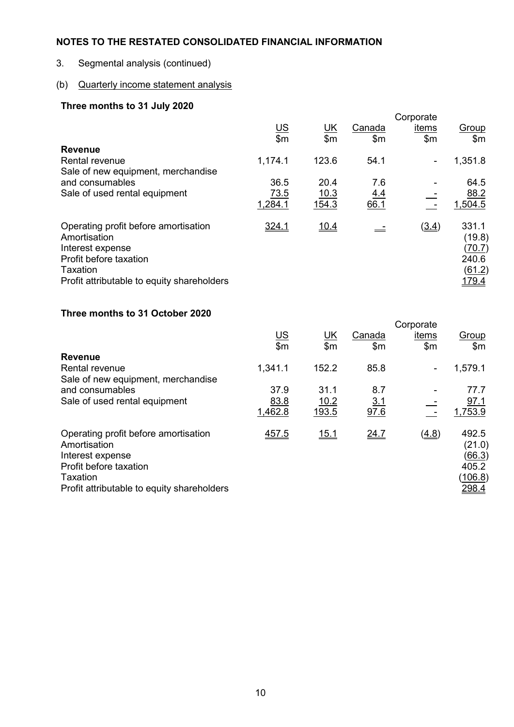## NOTES TO THE RESTATED CONSOLIDATED FINANCIAL INFORMATION

3. Segmental analysis (continued)

(b) Quarterly income statement analysis

**Three months to 31 July 2020**

| | US<br>$m | UK<br>$m | Canada<br>$m | Corporate items<br>$m | Group<br>$m |
|---|---|---|---|---|---|
| **Revenue** | | | | | |
| Rental revenue | 1,174.1 | 123.6 | 54.1 | - | 1,351.8 |
| Sale of new equipment, merchandise and consumables | 36.5 | 20.4 | 7.6 | - | 64.5 |
| Sale of used rental equipment | 73.5 | 10.3 | 4.4 | - | 88.2 |
| | 1,284.1 | 154.3 | 66.1 | - | 1,504.5 |
| Operating profit before amortisation | 324.1 | 10.4 | - | (3.4) | 331.1 |
| Amortisation | | | | | (19.8) |
| Interest expense | | | | | (70.7) |
| Profit before taxation | | | | | 240.6 |
| Taxation | | | | | (61.2) |
| Profit attributable to equity shareholders | | | | | 179.4 |

**Three months to 31 October 2020**

| | US<br>$m | UK<br>$m | Canada<br>$m | Corporate items<br>$m | Group<br>$m |
|---|---|---|---|---|---|
| **Revenue** | | | | | |
| Rental revenue | 1,341.1 | 152.2 | 85.8 | - | 1,579.1 |
| Sale of new equipment, merchandise and consumables | 37.9 | 31.1 | 8.7 | - | 77.7 |
| Sale of used rental equipment | 83.8 | 10.2 | 3.1 | - | 97.1 |
| | 1,462.8 | 193.5 | 97.6 | - | 1,753.9 |
| Operating profit before amortisation | 457.5 | 15.1 | 24.7 | (4.8) | 492.5 |
| Amortisation | | | | | (21.0) |
| Interest expense | | | | | (66.3) |
| Profit before taxation | | | | | 405.2 |
| Taxation | | | | | (106.8) |
| Profit attributable to equity shareholders | | | | | 298.4 |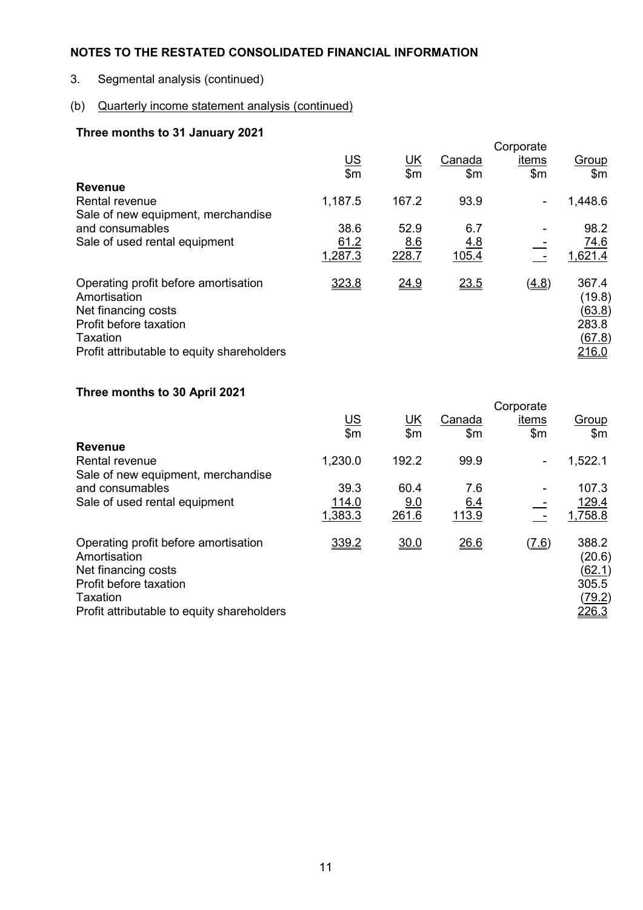## NOTES TO THE RESTATED CONSOLIDATED FINANCIAL INFORMATION

3. Segmental analysis (continued)

(b) Quarterly income statement analysis (continued)

### Three months to 31 January 2021

| | US | UK | Canada | Corporate items | Group |
|---|---|---|---|---|---|
| | $m | $m | $m | $m | $m |
| **Revenue** | | | | | |
| Rental revenue | 1,187.5 | 167.2 | 93.9 | - | 1,448.6 |
| Sale of new equipment, merchandise and consumables | 38.6 | 52.9 | 6.7 | - | 98.2 |
| Sale of used rental equipment | 61.2 | 8.6 | 4.8 | - | 74.6 |
| | 1,287.3 | 228.7 | 105.4 | - | 1,621.4 |
| Operating profit before amortisation | 323.8 | 24.9 | 23.5 | (4.8) | 367.4 |
| Amortisation | | | | | (19.8) |
| Net financing costs | | | | | (63.8) |
| Profit before taxation | | | | | 283.8 |
| Taxation | | | | | (67.8) |
| Profit attributable to equity shareholders | | | | | 216.0 |

### Three months to 30 April 2021

| | US | UK | Canada | Corporate items | Group |
|---|---|---|---|---|---|
| | $m | $m | $m | $m | $m |
| **Revenue** | | | | | |
| Rental revenue | 1,230.0 | 192.2 | 99.9 | - | 1,522.1 |
| Sale of new equipment, merchandise and consumables | 39.3 | 60.4 | 7.6 | - | 107.3 |
| Sale of used rental equipment | 114.0 | 9.0 | 6.4 | - | 129.4 |
| | 1,383.3 | 261.6 | 113.9 | - | 1,758.8 |
| Operating profit before amortisation | 339.2 | 30.0 | 26.6 | (7.6) | 388.2 |
| Amortisation | | | | | (20.6) |
| Net financing costs | | | | | (62.1) |
| Profit before taxation | | | | | 305.5 |
| Taxation | | | | | (79.2) |
| Profit attributable to equity shareholders | | | | | 226.3 |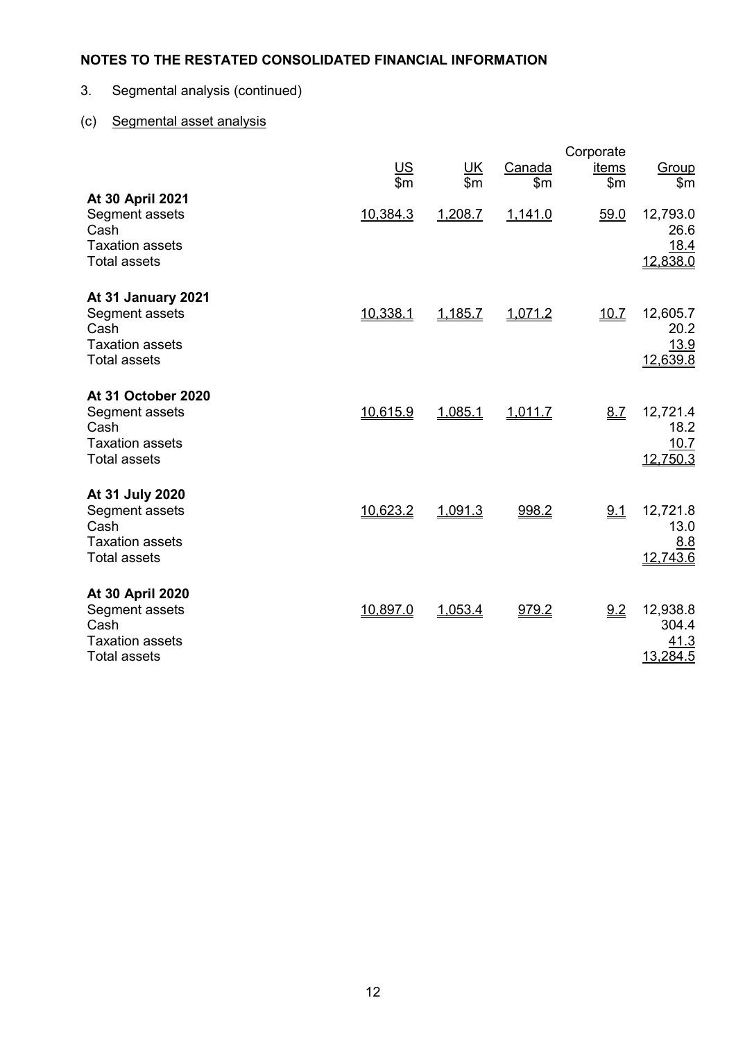# NOTES TO THE RESTATED CONSOLIDATED FINANCIAL INFORMATION

3. Segmental analysis (continued)

(c) Segmental asset analysis

| | US<br>$m | UK<br>$m | Canada<br>$m | Corporate items<br>$m | Group<br>$m |
|---|---|---|---|---|---|
| **At 30 April 2021** | | | | | |
| Segment assets | 10,384.3 | 1,208.7 | 1,141.0 | 59.0 | 12,793.0 |
| Cash | | | | | 26.6 |
| Taxation assets | | | | | 18.4 |
| Total assets | | | | | 12,838.0 |
| **At 31 January 2021** | | | | | |
| Segment assets | 10,338.1 | 1,185.7 | 1,071.2 | 10.7 | 12,605.7 |
| Cash | | | | | 20.2 |
| Taxation assets | | | | | 13.9 |
| Total assets | | | | | 12,639.8 |
| **At 31 October 2020** | | | | | |
| Segment assets | 10,615.9 | 1,085.1 | 1,011.7 | 8.7 | 12,721.4 |
| Cash | | | | | 18.2 |
| Taxation assets | | | | | 10.7 |
| Total assets | | | | | 12,750.3 |
| **At 31 July 2020** | | | | | |
| Segment assets | 10,623.2 | 1,091.3 | 998.2 | 9.1 | 12,721.8 |
| Cash | | | | | 13.0 |
| Taxation assets | | | | | 8.8 |
| Total assets | | | | | 12,743.6 |
| **At 30 April 2020** | | | | | |
| Segment assets | 10,897.0 | 1,053.4 | 979.2 | 9.2 | 12,938.8 |
| Cash | | | | | 304.4 |
| Taxation assets | | | | | 41.3 |
| Total assets | | | | | 13,284.5 |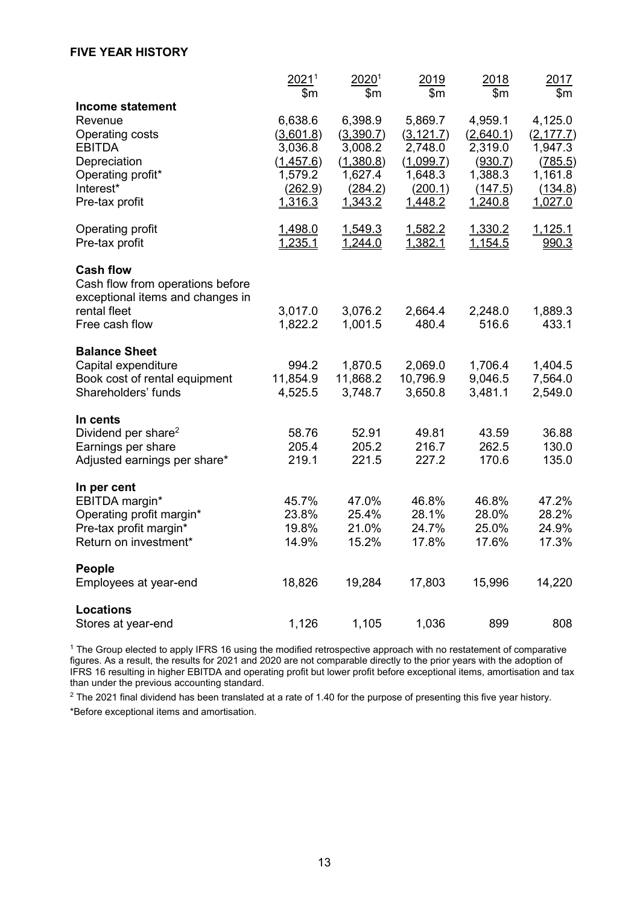**FIVE YEAR HISTORY**

| | 2021[1] | 2020[1] | 2019 | 2018 | 2017 |
|---|---|---|---|---|---|
| | $m | $m | $m | $m | $m |
| **Income statement** | | | | | |
| Revenue | 6,638.6 | 6,398.9 | 5,869.7 | 4,959.1 | 4,125.0 |
| Operating costs | (3,601.8) | (3,390.7) | (3,121.7) | (2,640.1) | (2,177.7) |
| EBITDA | 3,036.8 | 3,008.2 | 2,748.0 | 2,319.0 | 1,947.3 |
| Depreciation | (1,457.6) | (1,380.8) | (1,099.7) | (930.7) | (785.5) |
| Operating profit* | 1,579.2 | 1,627.4 | 1,648.3 | 1,388.3 | 1,161.8 |
| Interest* | (262.9) | (284.2) | (200.1) | (147.5) | (134.8) |
| Pre-tax profit | 1,316.3 | 1,343.2 | 1,448.2 | 1,240.8 | 1,027.0 |
| | | | | | |
| Operating profit | 1,498.0 | 1,549.3 | 1,582.2 | 1,330.2 | 1,125.1 |
| Pre-tax profit | 1,235.1 | 1,244.0 | 1,382.1 | 1,154.5 | 990.3 |
| | | | | | |
| **Cash flow** | | | | | |
| Cash flow from operations before exceptional items and changes in rental fleet | 3,017.0 | 3,076.2 | 2,664.4 | 2,248.0 | 1,889.3 |
| Free cash flow | 1,822.2 | 1,001.5 | 480.4 | 516.6 | 433.1 |
| | | | | | |
| **Balance Sheet** | | | | | |
| Capital expenditure | 994.2 | 1,870.5 | 2,069.0 | 1,706.4 | 1,404.5 |
| Book cost of rental equipment | 11,854.9 | 11,868.2 | 10,796.9 | 9,046.5 | 7,564.0 |
| Shareholders' funds | 4,525.5 | 3,748.7 | 3,650.8 | 3,481.1 | 2,549.0 |
| | | | | | |
| **In cents** | | | | | |
| Dividend per share[2] | 58.76 | 52.91 | 49.81 | 43.59 | 36.88 |
| Earnings per share | 205.4 | 205.2 | 216.7 | 262.5 | 130.0 |
| Adjusted earnings per share* | 219.1 | 221.5 | 227.2 | 170.6 | 135.0 |
| | | | | | |
| **In per cent** | | | | | |
| EBITDA margin* | 45.7% | 47.0% | 46.8% | 46.8% | 47.2% |
| Operating profit margin* | 23.8% | 25.4% | 28.1% | 28.0% | 28.2% |
| Pre-tax profit margin* | 19.8% | 21.0% | 24.7% | 25.0% | 24.9% |
| Return on investment* | 14.9% | 15.2% | 17.8% | 17.6% | 17.3% |
| | | | | | |
| **People** | | | | | |
| Employees at year-end | 18,826 | 19,284 | 17,803 | 15,996 | 14,220 |
| | | | | | |
| **Locations** | | | | | |
| Stores at year-end | 1,126 | 1,105 | 1,036 | 899 | 808 |

[1] The Group elected to apply IFRS 16 using the modified retrospective approach with no restatement of comparative figures. As a result, the results for 2021 and 2020 are not comparable directly to the prior years with the adoption of IFRS 16 resulting in higher EBITDA and operating profit but lower profit before exceptional items, amortisation and tax than under the previous accounting standard.

[2] The 2021 final dividend has been translated at a rate of 1.40 for the purpose of presenting this five year history.

*Before exceptional items and amortisation.